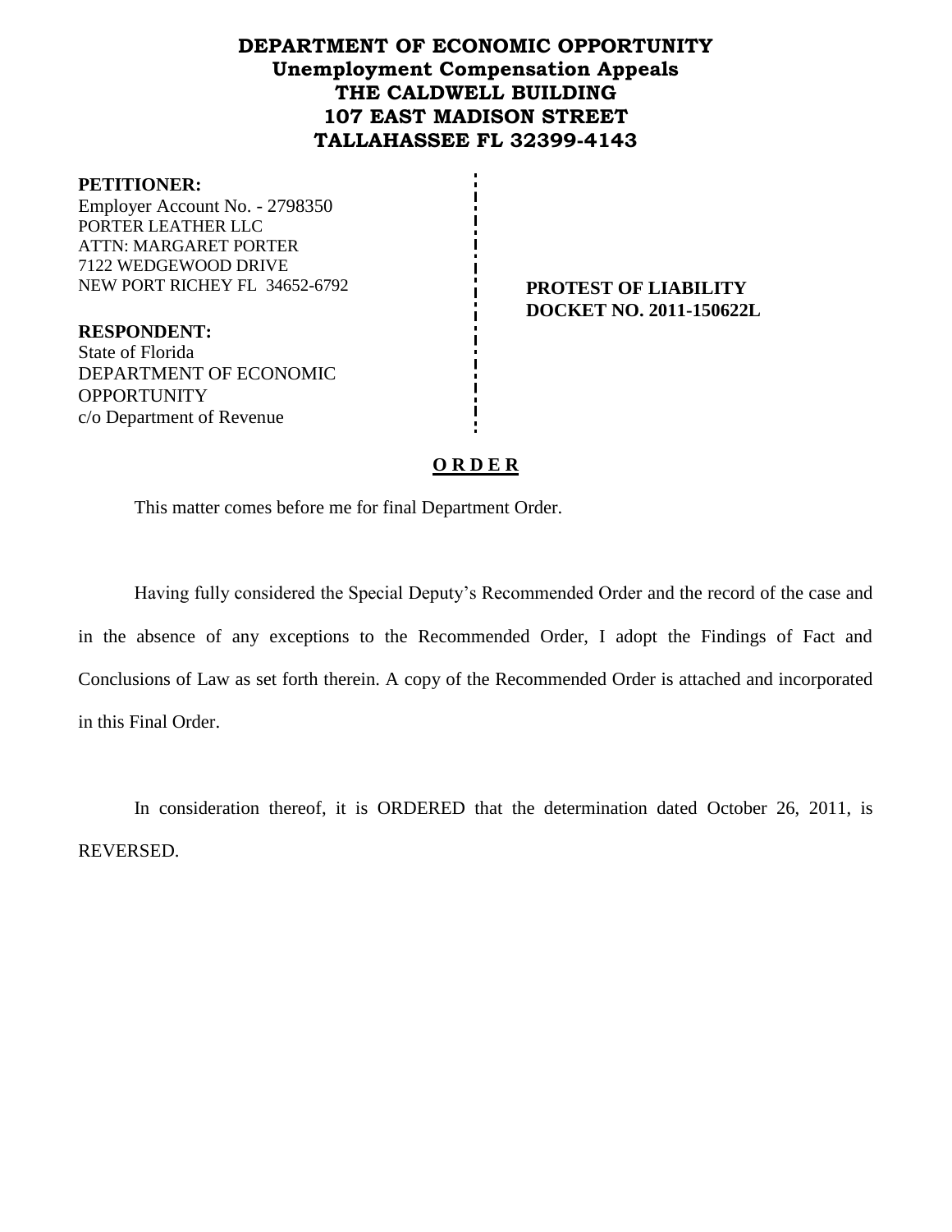# DEPARTMENT OF ECONOMIC OPPORTUNITY
## Unemployment Compensation Appeals
## THE CALDWELL BUILDING
## 107 EAST MADISON STREET
## TALLAHASSEE FL 32399-4143

**PETITIONER:**
Employer Account No. - 2798350
PORTER LEATHER LLC
ATTN: MARGARET PORTER
7122 WEDGEWOOD DRIVE
NEW PORT RICHEY FL 34652-6792

**PROTEST OF LIABILITY**
**DOCKET NO. 2011-150622L**

**RESPONDENT:**
State of Florida
DEPARTMENT OF ECONOMIC OPPORTUNITY
c/o Department of Revenue

**O R D E R**

This matter comes before me for final Department Order.

Having fully considered the Special Deputy's Recommended Order and the record of the case and in the absence of any exceptions to the Recommended Order, I adopt the Findings of Fact and Conclusions of Law as set forth therein. A copy of the Recommended Order is attached and incorporated in this Final Order.

In consideration thereof, it is ORDERED that the determination dated October 26, 2011, is REVERSED.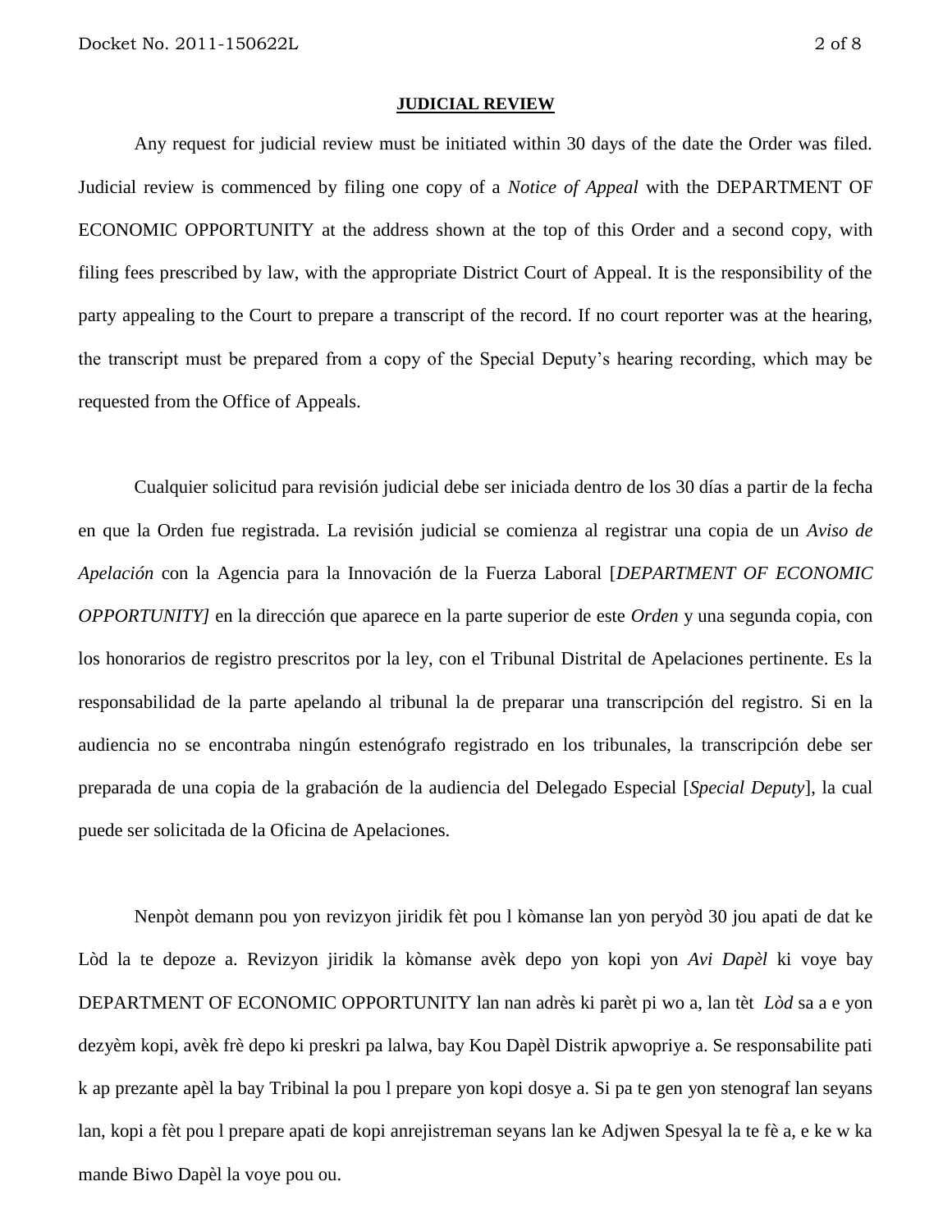## **JUDICIAL REVIEW**

Any request for judicial review must be initiated within 30 days of the date the Order was filed. Judicial review is commenced by filing one copy of a *Notice of Appeal* with the DEPARTMENT OF ECONOMIC OPPORTUNITY at the address shown at the top of this Order and a second copy, with filing fees prescribed by law, with the appropriate District Court of Appeal. It is the responsibility of the party appealing to the Court to prepare a transcript of the record. If no court reporter was at the hearing, the transcript must be prepared from a copy of the Special Deputy's hearing recording, which may be requested from the Office of Appeals.

Cualquier solicitud para revisión judicial debe ser iniciada dentro de los 30 días a partir de la fecha en que la Orden fue registrada. La revisión judicial se comienza al registrar una copia de un *Aviso de Apelación* con la Agencia para la Innovación de la Fuerza Laboral [*DEPARTMENT OF ECONOMIC OPPORTUNITY]* en la dirección que aparece en la parte superior de este *Orden* y una segunda copia, con los honorarios de registro prescritos por la ley, con el Tribunal Distrital de Apelaciones pertinente. Es la responsabilidad de la parte apelando al tribunal la de preparar una transcripción del registro. Si en la audiencia no se encontraba ningún estenógrafo registrado en los tribunales, la transcripción debe ser preparada de una copia de la grabación de la audiencia del Delegado Especial [*Special Deputy*], la cual puede ser solicitada de la Oficina de Apelaciones.

Nenpòt demann pou yon revizyon jiridik fèt pou l kòmanse lan yon peryòd 30 jou apati de dat ke Lòd la te depoze a. Revizyon jiridik la kòmanse avèk depo yon kopi yon *Avi Dapèl* ki voye bay DEPARTMENT OF ECONOMIC OPPORTUNITY lan nan adrès ki parèt pi wo a, lan tèt *Lòd* sa a e yon dezyèm kopi, avèk frè depo ki preskri pa lalwa, bay Kou Dapèl Distrik apwopriye a. Se responsabilite pati k ap prezante apèl la bay Tribinal la pou l prepare yon kopi dosye a. Si pa te gen yon stenograf lan seyans lan, kopi a fèt pou l prepare apati de kopi anrejistreman seyans lan ke Adjwen Spesyal la te fè a, e ke w ka mande Biwo Dapèl la voye pou ou.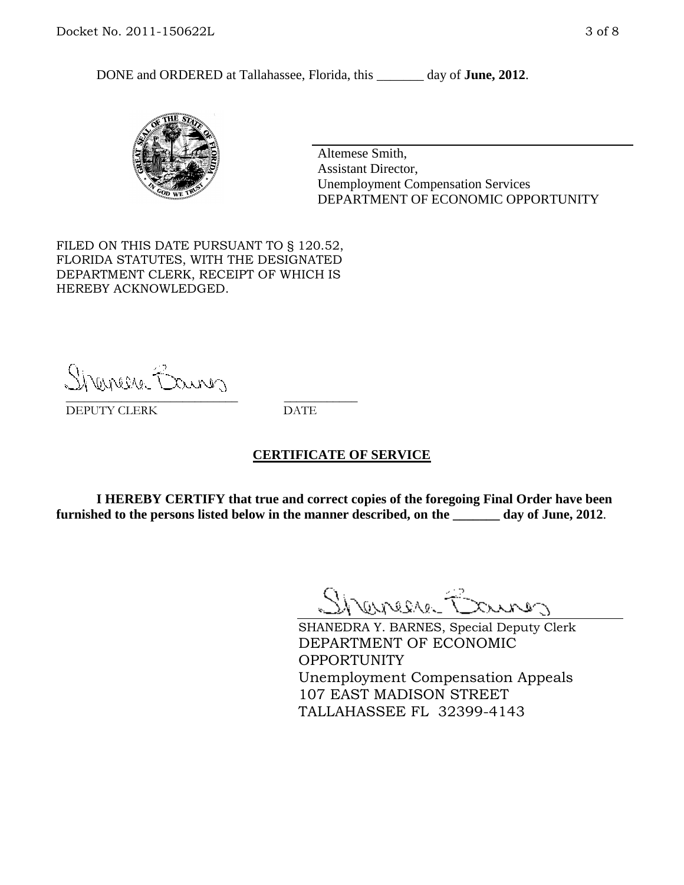DONE and ORDERED at Tallahassee, Florida, this _______ day of **June, 2012**.

Altemese Smith,
Assistant Director,
Unemployment Compensation Services
DEPARTMENT OF ECONOMIC OPPORTUNITY

FILED ON THIS DATE PURSUANT TO § 120.52, FLORIDA STATUTES, WITH THE DESIGNATED DEPARTMENT CLERK, RECEIPT OF WHICH IS HEREBY ACKNOWLEDGED.

___________________________ ___________
DEPUTY CLERK DATE

## CERTIFICATE OF SERVICE

**I HEREBY CERTIFY that true and correct copies of the foregoing Final Order have been furnished to the persons listed below in the manner described, on the _______ day of June, 2012**.

SHANEDRA Y. BARNES, Special Deputy Clerk
DEPARTMENT OF ECONOMIC OPPORTUNITY
Unemployment Compensation Appeals
107 EAST MADISON STREET
TALLAHASSEE FL 32399-4143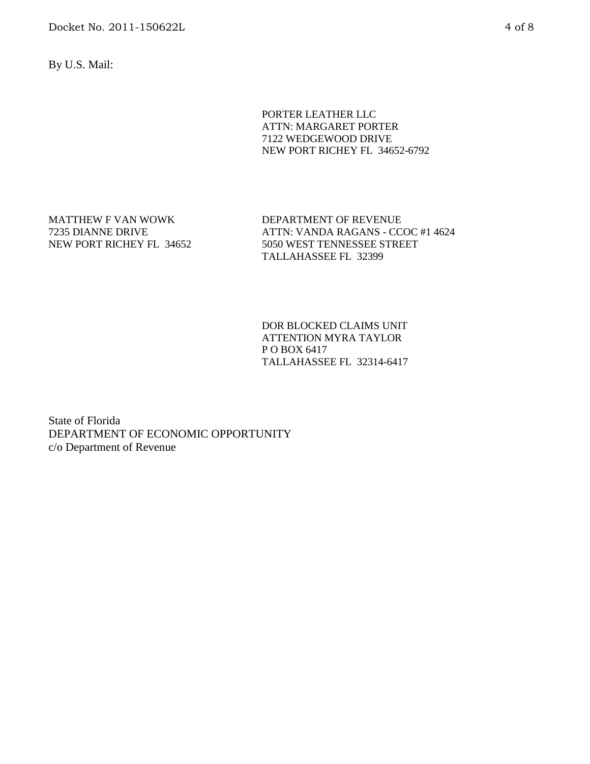By U.S. Mail:

PORTER LEATHER LLC  
ATTN: MARGARET PORTER  
7122 WEDGEWOOD DRIVE  
NEW PORT RICHEY FL 34652-6792

MATTHEW F VAN WOWK  
7235 DIANNE DRIVE  
NEW PORT RICHEY FL 34652

DEPARTMENT OF REVENUE  
ATTN: VANDA RAGANS - CCOC #1 4624  
5050 WEST TENNESSEE STREET  
TALLAHASSEE FL 32399

DOR BLOCKED CLAIMS UNIT  
ATTENTION MYRA TAYLOR  
P O BOX 6417  
TALLAHASSEE FL 32314-6417

State of Florida  
DEPARTMENT OF ECONOMIC OPPORTUNITY  
c/o Department of Revenue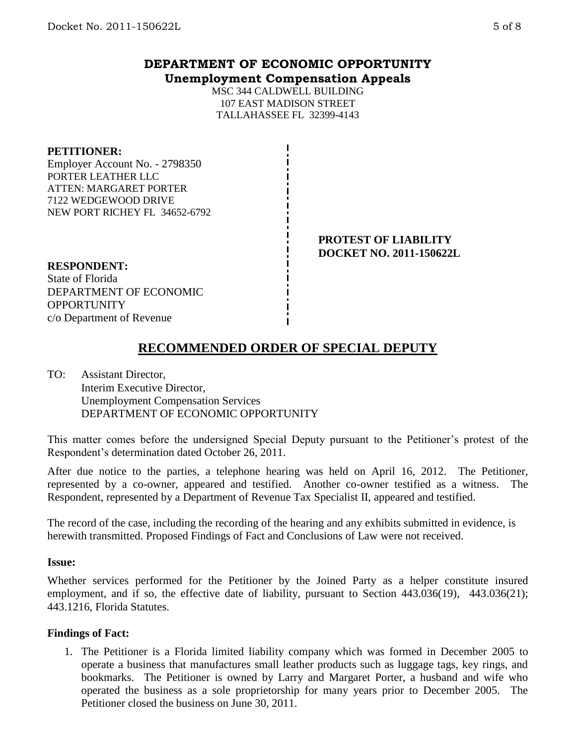# DEPARTMENT OF ECONOMIC OPPORTUNITY
## Unemployment Compensation Appeals

MSC 344 CALDWELL BUILDING
107 EAST MADISON STREET
TALLAHASSEE FL 32399-4143

**PETITIONER:**
Employer Account No. - 2798350
PORTER LEATHER LLC
ATTEN: MARGARET PORTER
7122 WEDGEWOOD DRIVE
NEW PORT RICHEY FL 34652-6792

**PROTEST OF LIABILITY**
**DOCKET NO. 2011-150622L**

**RESPONDENT:**
State of Florida
DEPARTMENT OF ECONOMIC OPPORTUNITY
c/o Department of Revenue

## RECOMMENDED ORDER OF SPECIAL DEPUTY

TO: Assistant Director,
Interim Executive Director,
Unemployment Compensation Services
DEPARTMENT OF ECONOMIC OPPORTUNITY

This matter comes before the undersigned Special Deputy pursuant to the Petitioner's protest of the Respondent's determination dated October 26, 2011.

After due notice to the parties, a telephone hearing was held on April 16, 2012. The Petitioner, represented by a co-owner, appeared and testified. Another co-owner testified as a witness. The Respondent, represented by a Department of Revenue Tax Specialist II, appeared and testified.

The record of the case, including the recording of the hearing and any exhibits submitted in evidence, is herewith transmitted. Proposed Findings of Fact and Conclusions of Law were not received.

**Issue:**

Whether services performed for the Petitioner by the Joined Party as a helper constitute insured employment, and if so, the effective date of liability, pursuant to Section 443.036(19), 443.036(21); 443.1216, Florida Statutes.

**Findings of Fact:**

1. The Petitioner is a Florida limited liability company which was formed in December 2005 to operate a business that manufactures small leather products such as luggage tags, key rings, and bookmarks. The Petitioner is owned by Larry and Margaret Porter, a husband and wife who operated the business as a sole proprietorship for many years prior to December 2005. The Petitioner closed the business on June 30, 2011.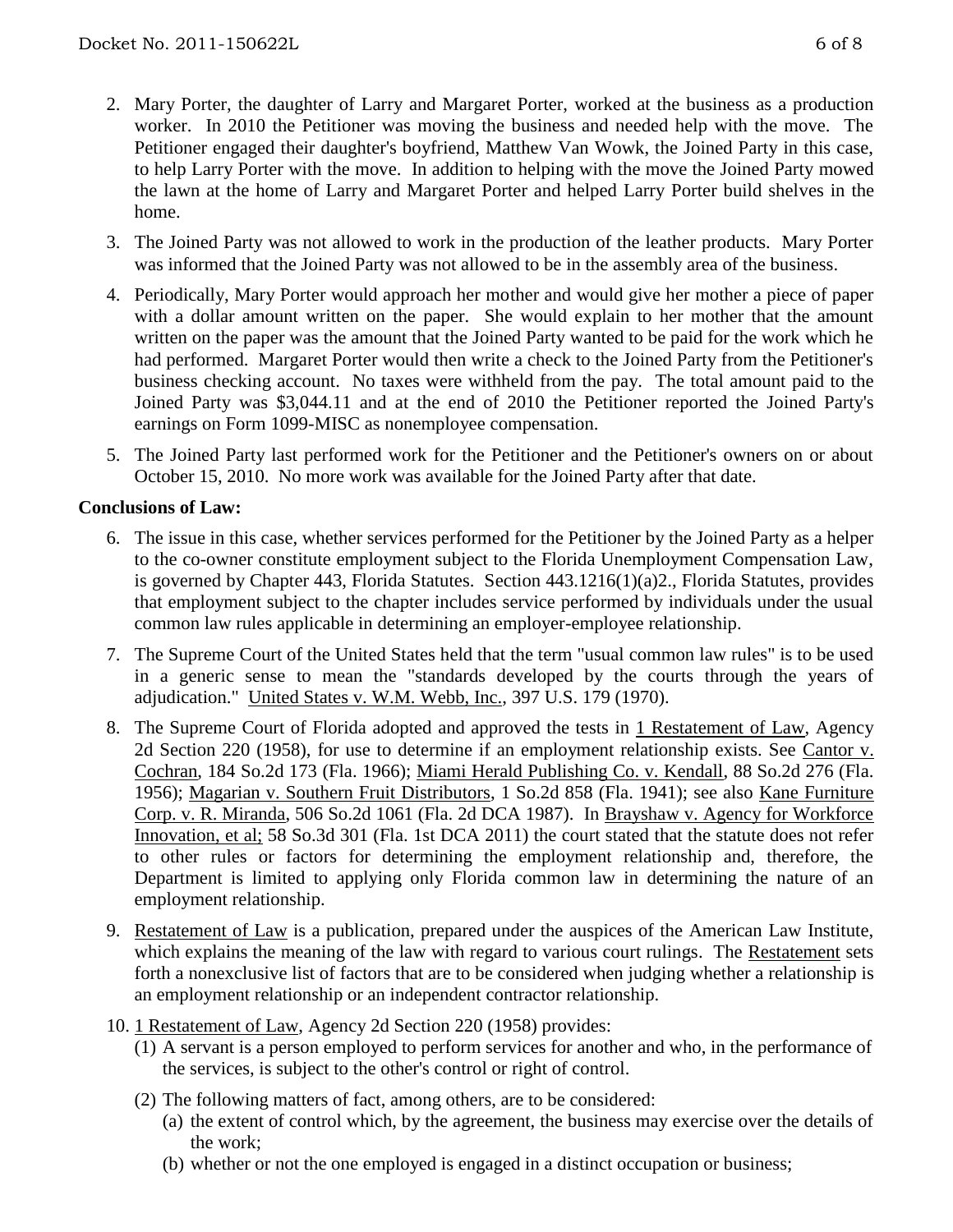2. Mary Porter, the daughter of Larry and Margaret Porter, worked at the business as a production worker. In 2010 the Petitioner was moving the business and needed help with the move. The Petitioner engaged their daughter's boyfriend, Matthew Van Wowk, the Joined Party in this case, to help Larry Porter with the move. In addition to helping with the move the Joined Party mowed the lawn at the home of Larry and Margaret Porter and helped Larry Porter build shelves in the home.

3. The Joined Party was not allowed to work in the production of the leather products. Mary Porter was informed that the Joined Party was not allowed to be in the assembly area of the business.

4. Periodically, Mary Porter would approach her mother and would give her mother a piece of paper with a dollar amount written on the paper. She would explain to her mother that the amount written on the paper was the amount that the Joined Party wanted to be paid for the work which he had performed. Margaret Porter would then write a check to the Joined Party from the Petitioner's business checking account. No taxes were withheld from the pay. The total amount paid to the Joined Party was $3,044.11 and at the end of 2010 the Petitioner reported the Joined Party's earnings on Form 1099-MISC as nonemployee compensation.

5. The Joined Party last performed work for the Petitioner and the Petitioner's owners on or about October 15, 2010. No more work was available for the Joined Party after that date.

**Conclusions of Law:**

6. The issue in this case, whether services performed for the Petitioner by the Joined Party as a helper to the co-owner constitute employment subject to the Florida Unemployment Compensation Law, is governed by Chapter 443, Florida Statutes. Section 443.1216(1)(a)2., Florida Statutes, provides that employment subject to the chapter includes service performed by individuals under the usual common law rules applicable in determining an employer-employee relationship.

7. The Supreme Court of the United States held that the term "usual common law rules" is to be used in a generic sense to mean the "standards developed by the courts through the years of adjudication." United States v. W.M. Webb, Inc., 397 U.S. 179 (1970).

8. The Supreme Court of Florida adopted and approved the tests in 1 Restatement of Law, Agency 2d Section 220 (1958), for use to determine if an employment relationship exists. See Cantor v. Cochran, 184 So.2d 173 (Fla. 1966); Miami Herald Publishing Co. v. Kendall, 88 So.2d 276 (Fla. 1956); Magarian v. Southern Fruit Distributors, 1 So.2d 858 (Fla. 1941); see also Kane Furniture Corp. v. R. Miranda, 506 So.2d 1061 (Fla. 2d DCA 1987). In Brayshaw v. Agency for Workforce Innovation, et al; 58 So.3d 301 (Fla. 1st DCA 2011) the court stated that the statute does not refer to other rules or factors for determining the employment relationship and, therefore, the Department is limited to applying only Florida common law in determining the nature of an employment relationship.

9. Restatement of Law is a publication, prepared under the auspices of the American Law Institute, which explains the meaning of the law with regard to various court rulings. The Restatement sets forth a nonexclusive list of factors that are to be considered when judging whether a relationship is an employment relationship or an independent contractor relationship.

10. 1 Restatement of Law, Agency 2d Section 220 (1958) provides:
    (1) A servant is a person employed to perform services for another and who, in the performance of the services, is subject to the other's control or right of control.
    (2) The following matters of fact, among others, are to be considered:
        (a) the extent of control which, by the agreement, the business may exercise over the details of the work;
        (b) whether or not the one employed is engaged in a distinct occupation or business;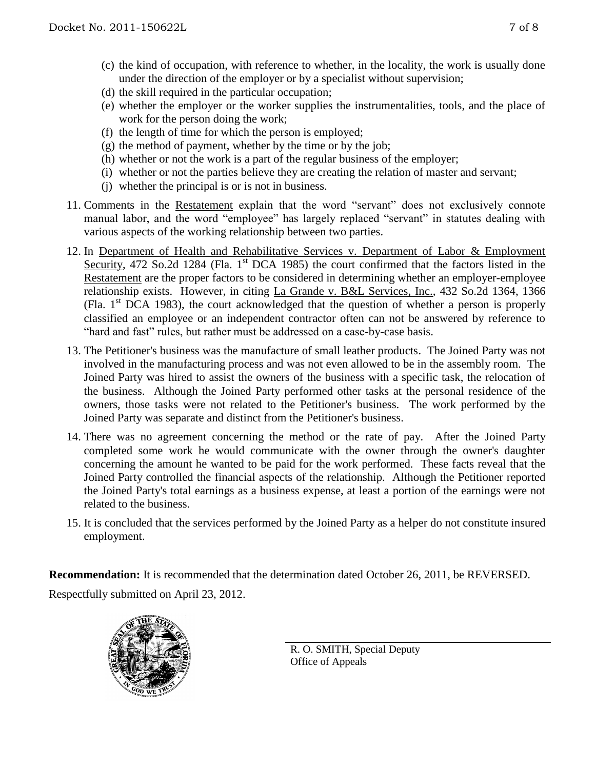- (c) the kind of occupation, with reference to whether, in the locality, the work is usually done under the direction of the employer or by a specialist without supervision;
- (d) the skill required in the particular occupation;
- (e) whether the employer or the worker supplies the instrumentalities, tools, and the place of work for the person doing the work;
- (f) the length of time for which the person is employed;
- (g) the method of payment, whether by the time or by the job;
- (h) whether or not the work is a part of the regular business of the employer;
- (i) whether or not the parties believe they are creating the relation of master and servant;
- (j) whether the principal is or is not in business.

11. Comments in the Restatement explain that the word "servant" does not exclusively connote manual labor, and the word "employee" has largely replaced "servant" in statutes dealing with various aspects of the working relationship between two parties.

12. In Department of Health and Rehabilitative Services v. Department of Labor & Employment Security, 472 So.2d 1284 (Fla. 1st DCA 1985) the court confirmed that the factors listed in the Restatement are the proper factors to be considered in determining whether an employer-employee relationship exists. However, in citing La Grande v. B&L Services, Inc., 432 So.2d 1364, 1366 (Fla. 1st DCA 1983), the court acknowledged that the question of whether a person is properly classified an employee or an independent contractor often can not be answered by reference to "hard and fast" rules, but rather must be addressed on a case-by-case basis.

13. The Petitioner's business was the manufacture of small leather products. The Joined Party was not involved in the manufacturing process and was not even allowed to be in the assembly room. The Joined Party was hired to assist the owners of the business with a specific task, the relocation of the business. Although the Joined Party performed other tasks at the personal residence of the owners, those tasks were not related to the Petitioner's business. The work performed by the Joined Party was separate and distinct from the Petitioner's business.

14. There was no agreement concerning the method or the rate of pay. After the Joined Party completed some work he would communicate with the owner through the owner's daughter concerning the amount he wanted to be paid for the work performed. These facts reveal that the Joined Party controlled the financial aspects of the relationship. Although the Petitioner reported the Joined Party's total earnings as a business expense, at least a portion of the earnings were not related to the business.

15. It is concluded that the services performed by the Joined Party as a helper do not constitute insured employment.

**Recommendation:** It is recommended that the determination dated October 26, 2011, be REVERSED.

Respectfully submitted on April 23, 2012.

R. O. SMITH, Special Deputy
Office of Appeals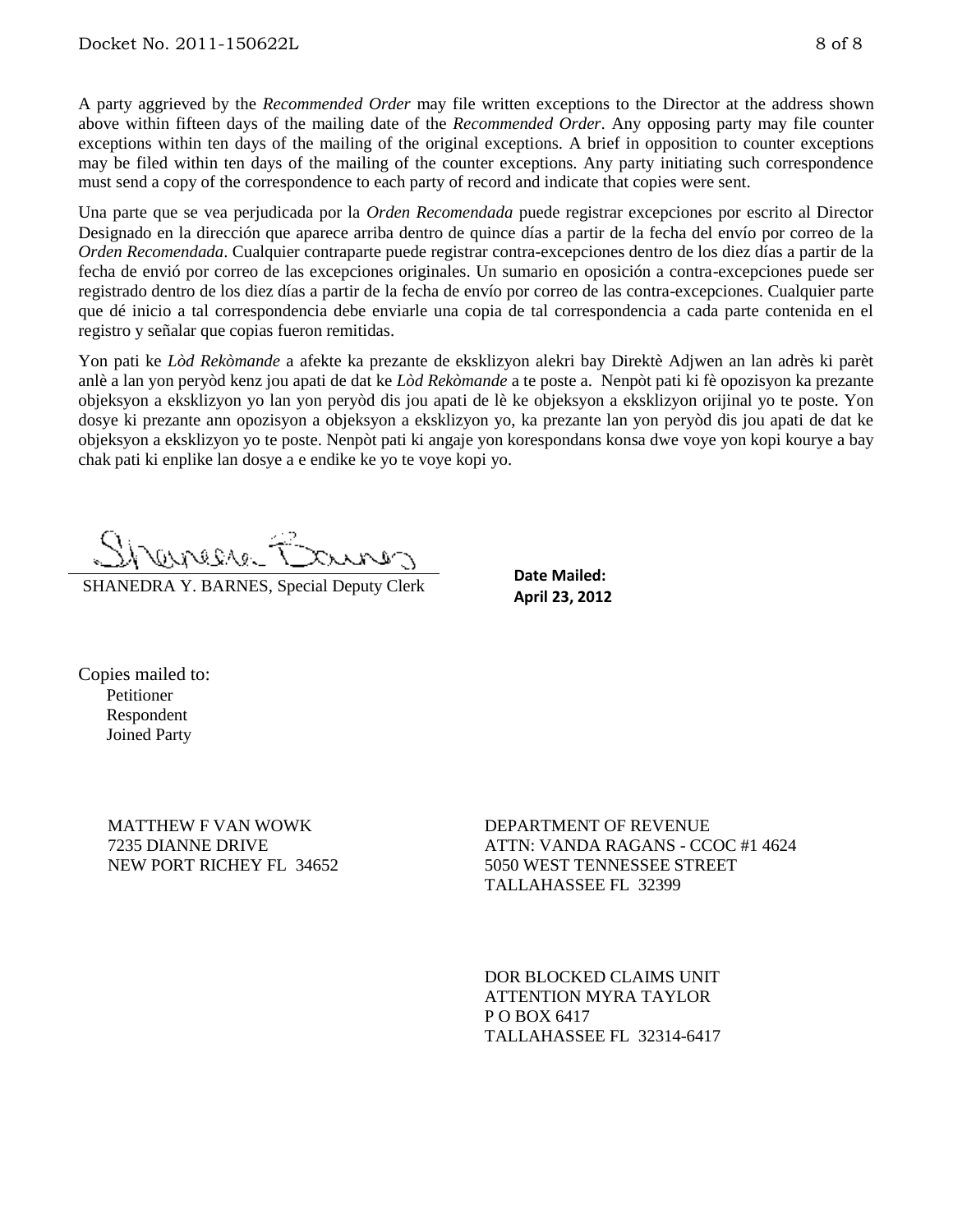A party aggrieved by the *Recommended Order* may file written exceptions to the Director at the address shown above within fifteen days of the mailing date of the *Recommended Order*. Any opposing party may file counter exceptions within ten days of the mailing of the original exceptions. A brief in opposition to counter exceptions may be filed within ten days of the mailing of the counter exceptions. Any party initiating such correspondence must send a copy of the correspondence to each party of record and indicate that copies were sent.

Una parte que se vea perjudicada por la *Orden Recomendada* puede registrar excepciones por escrito al Director Designado en la dirección que aparece arriba dentro de quince días a partir de la fecha del envío por correo de la *Orden Recomendada*. Cualquier contraparte puede registrar contra-excepciones dentro de los diez días a partir de la fecha de envió por correo de las excepciones originales. Un sumario en oposición a contra-excepciones puede ser registrado dentro de los diez días a partir de la fecha de envío por correo de las contra-excepciones. Cualquier parte que dé inicio a tal correspondencia debe enviarle una copia de tal correspondencia a cada parte contenida en el registro y señalar que copias fueron remitidas.

Yon pati ke *Lòd Rekòmande* a afekte ka prezante de eksklizyon alekri bay Direktè Adjwen an lan adrès ki parèt anlè a lan yon peryòd kenz jou apati de dat ke *Lòd Rekòmande* a te poste a. Nenpòt pati ki fè opozisyon ka prezante objeksyon a eksklizyon yo lan yon peryòd dis jou apati de lè ke objeksyon a eksklizyon orijinal yo te poste. Yon dosye ki prezante ann opozisyon a objeksyon a eksklizyon yo, ka prezante lan yon peryòd dis jou apati de dat ke objeksyon a eksklizyon yo te poste. Nenpòt pati ki angaje yon korespondans konsa dwe voye yon kopi kourye a bay chak pati ki enplike lan dosye a e endike ke yo te voye kopi yo.

SHANEDRA Y. BARNES, Special Deputy Clerk

**Date Mailed:**
**April 23, 2012**

Copies mailed to:
Petitioner
Respondent
Joined Party

MATTHEW F VAN WOWK
7235 DIANNE DRIVE
NEW PORT RICHEY FL 34652

DEPARTMENT OF REVENUE
ATTN: VANDA RAGANS - CCOC #1 4624
5050 WEST TENNESSEE STREET
TALLAHASSEE FL 32399

DOR BLOCKED CLAIMS UNIT
ATTENTION MYRA TAYLOR
P O BOX 6417
TALLAHASSEE FL 32314-6417